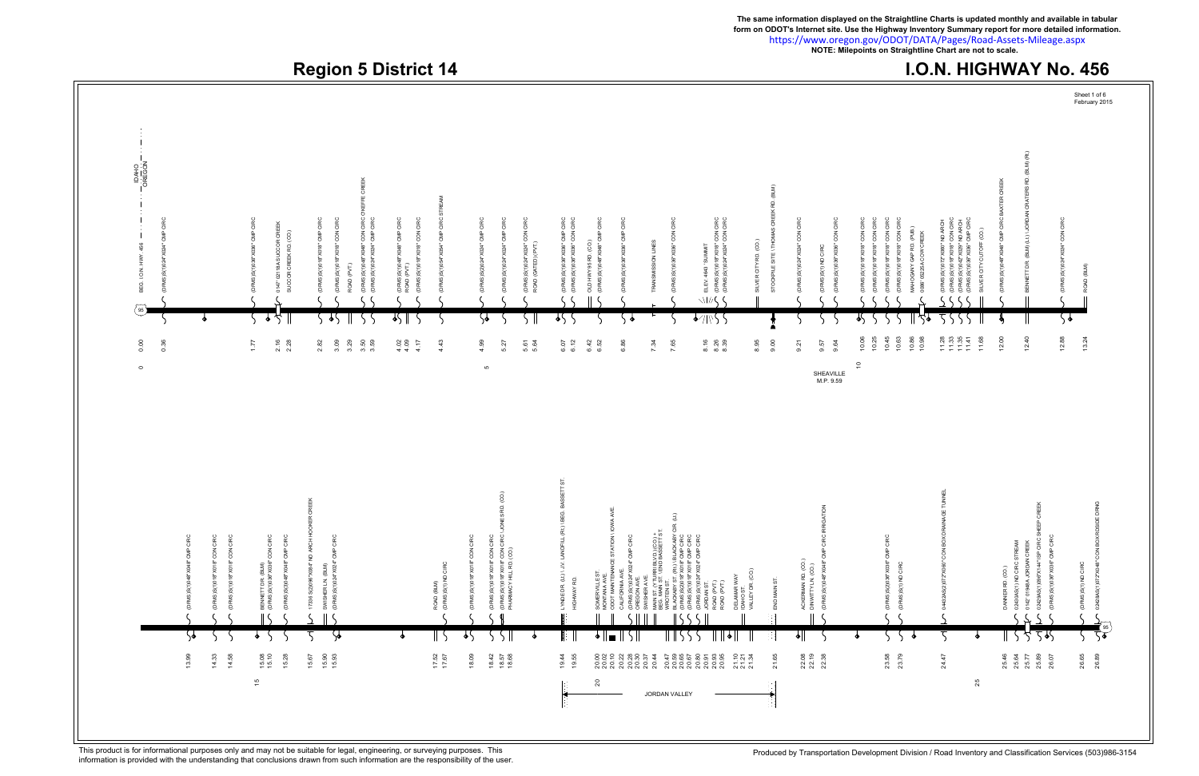The same information displayed on the Straightline Charts is updated monthly and available in tabular form on ODOT's Internet site. Use the Highway Inventory Summary report for more detailed information.
https://www.oregon.gov/ODOT/DATA/Pages/Road-Assets-Mileage.aspx
**NOTE: Milepoints on Straightline Chart are not to scale.**

# Region 5 District 14

# I.O.N. HIGHWAY No. 456

Sheet 1 of 6
February 2015

IDAHO | OREGON

| MP | Feature |
|---|---|
| 0.00 | BEG. I.O.N. HWY 456 (95) |
| 0.36 | (DRMS (S)1)0'24"X024" CMP CIRC |
| 1.77 | (DRMS (S)1)0'36"X036" CMP CIRC |
| 2.16 | 01147 02118 A SUCCOR CREEK |
| 2.28 | SUCCOR CREEK RD. (CO.) |
| 2.82 | (DRMS (S)1)0'18"X018" CMP CIRC |
| 3.09 | (DRMS (S)1)0'18"X018" CON CIRC |
| 3.29 | ROAD (PVT.) |
| 3.50 | (DRMS (S)1)0'48"X048" CON CIRC CHEFFE CREEK |
| 3.59 | (DRMS (S)1)0'24"X024" CMP CIRC |
| 4.02 | (DRMS (S)1)0'48"X048" CMP CIRC |
| 4.09 | ROAD (PVT.) |
| 4.17 | (DRMS (S)1)0'18"X018" CON CIRC |
| 4.43 | (DRMS (S)1)0'54"X054" CMP CIRC STREAM |
| 4.99 | (DRMS (S)2)0'24"X024" CMP CIRC |
| 5.27 | (DRMS (S)1)0'24"X024" CMP CIRC |
| 5.61 | (DRMS (S)1)0'24"X024" CON CIRC |
| 5.64 | ROAD (GATED) (PVT.) |
| 6.07 | (DRMS (S)1)0'36"X036" CMP CIRC |
| 6.12 | (DRMS (S)1)0'36"X036" CON CIRC |
| 6.42 | OLD HWY 95 RD. (CO.) |
| 6.52 | (DRMS (S)1)0'48"X048" CMP CIRC |
| 6.86 | (DRMS (S)1)0'36"X036" CMP CIRC |
| 7.34 | TRANSMISSION LINES |
| 7.65 | (DRMS (S)1)0'36"X036" CON CIRC |
| 8.16 | ELEV. 4949 SUMMIT |
| 8.26 | (DRMS (S)1)0'18"X018" CON CIRC |
| 8.39 | (DRMS (S)1)0'24"X024" CON CIRC |
| 8.95 | SILVER CITY RD. (CO.) |
| 9.00 | STOCKPILE SITE / THOMAS CREEK RD. (BLM) |
| 9.21 | (DRMS (S)1)0'24"X024" CON CIRC |
| 9.57 | (DRMS (S)1) ND CIRC |
| 9.64 | (DRMS (S)1)0'36"X036" CON CIRC |
| 10.06 | (DRMS (S)1)0'18"X018" CON CIRC |
| 10.25 | (DRMS (S)1)0'18"X018" CON CIRC |
| 10.45 | (DRMS (S)1)0'18"X018" CON CIRC |
| 10.63 | (DRMS (S)1)0'18"X018" CON CIRC |
| 10.86 | MAHOGANY GAP RD. (PUB.) |
| 10.98 | 01086 05235 A COW CREEK |
| 11.28 | (DRMS (S)1)0'72"X060" ND ARCH |
| 11.33 | (DRMS (S)1)0'18"X018" CON CIRC |
| 11.35 | (DRMS (S)1)0'42"X029" ND ARCH |
| 11.41 | (DRMS (S)1)0'36"X036" CMP CIRC |
| 11.68 | SILVER CITY CUTOFF (CO.) |
| 12.00 | (DRMS (S)1)0'48"X048" CMP CIRC BAXTER CREEK |
| 12.40 | BENNETT DR. (BLM) (Lt.) / JORDAN CRATERS RD. (BLM) (Rt.) |
| 12.88 | (DRMS (S)1)0'24"X024" CON CIRC |
| 13.24 | ROAD (BLM) |

SHEAVILLE M.P. 9.59

| MP | Feature |
|---|---|
| 13.99 | (DRMS (S)1)0'48"X048" CMP CIRC |
| 14.33 | (DRMS (S)1)0'18"X018" CON CIRC |
| 14.58 | (DRMS (S)1)0'18"X018" CON CIRC |
| 15.08 | BENNETT DR. (BLM) |
| 15.10 | (DRMS (S)1)0'36"X036" CON CIRC |
| 15.28 | (DRMS (S)3)0'48"X048" CMP CIRC |
| 15.67 | 17336 S(2)0'96"X084" ND ARCH HOOKER CREEK |
| 15.90 | SWISHER LN. (BLM) |
| 15.93 | (DRMS (S)1)0'24"X024" CMP CIRC |
| 17.52 | ROAD (BLM) |
| 17.67 | (DRMS (S)1) ND CIRC |
| 18.09 | (DRMS (S)1)0'18"X018" CON CIRC |
| 18.42 | (DRMS (S)1)0'18"X018" CON CIRC |
| 18.57 | (DRMS (S)1)0'18"X018" CON CIRC / JONES RD. (CO.) |
| 18.68 | PHARMACY HILL RD. (CO.) |
| 19.44 | LYNDE DR. (Lt.) / J.V. LANDFILL (Rt.) / BEG. BASSETT ST. |
| 19.55 | HIGHWAY RD. |
| 20.00 | SOMERVILLE ST. |
| 20.02 | MONTANA AVE. |
| 20.10 | ODOT MAINTENANCE STATION / IOWA AVE. |
| 20.22 | CALIFORNIA AVE. |
| 20.28 | (DRMS (S)1)0'24"X024" CMP CIRC |
| 20.30 | OREGON AVE. |
| 20.37 | SWISHER AVE. |
| 20.44 | MAIN ST. (Y TURN BLVD.) (CO.) + BEG. MAIN ST. / END BASSETT ST. |
| 20.47 | WROTEN ST. |
| 20.59 | BLACKABY ST. (Rt.) / BLACKABY DR. (Lt.) |
| 20.65 | (DRMS (S)2)0'18"X018" CMP CIRC |
| 20.67 | (DRMS (S)1)0'18"X018" CMP CIRC |
| 20.80 | (DRMS (S)1)0'24"X024" CMP CIRC |
| 20.91 | JORDAN ST. |
| 20.93 | ROAD (PVT.) |
| 20.95 | ROAD (PVT.) |
| 21.10 | DELAMAR WAY |
| 21.21 | IDAHO ST. |
| 21.34 | VALLEY DR. (CO.) |
| 21.65 | END MAIN ST. |
| 22.08 | ACKERMAN RD. (CO.) |
| 22.19 | DEWITTY LN. (CO.) |
| 22.38 | (DRMS (S)1)0'48"X048" CMP CIRC IRRIGATION |
| 23.58 | (DRMS (S)2)0'36"X036" CMP CIRC |
| 23.79 | (DRMS (S)1) ND CIRC |
| 24.47 | 04432A S(2)0'72"X060" CON BOX DRAINAGE TUNNEL |
| 25.46 | DANNER RD. (CO.) |
| 25.64 | 03430A S(1) ND CIRC STREAM |
| 25.77 | 01147 01148 A JORDAN CREEK |
| 25.89 | 03429A S(1)0'60"X144" SP CIRC SHEEP CREEK |
| 26.07 | (DRMS (S)1)0'36"X036" CMP CIRC |
| 26.65 | (DRMS (S)1) ND CIRC |
| 26.89 | 02428A S(1)0'72"X048" CON BOX ROADSIDE DRNG (95) |

JORDAN VALLEY (M.P. 19.44 – 21.65)

This product is for informational purposes only and may not be suitable for legal, engineering, or surveying purposes. This information is provided with the understanding that conclusions drawn from such information are the responsibility of the user.

Produced by Transportation Development Division / Road Inventory and Classification Services (503)986-3154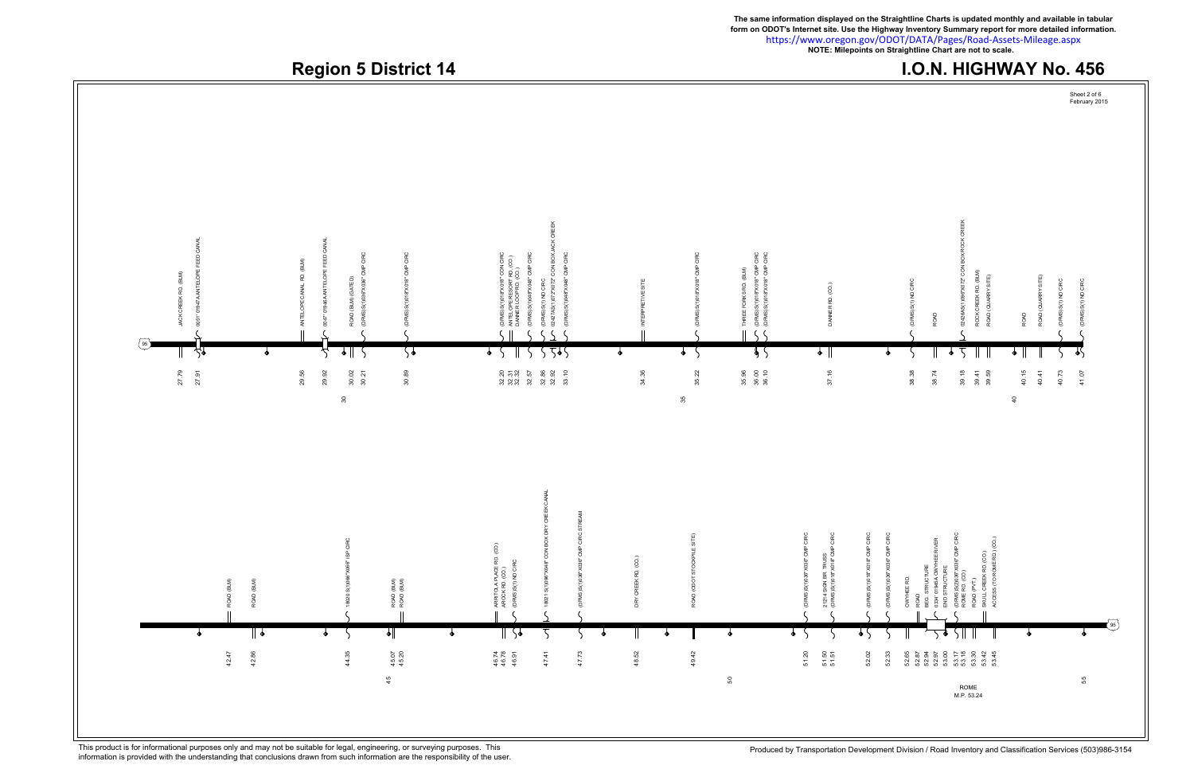The same information displayed on the Straightline Charts is updated monthly and available in tabular form on ODOT's Internet site. Use the Highway Inventory Summary report for more detailed information.
https://www.oregon.gov/ODOT/DATA/Pages/Road-Assets-Mileage.aspx
**NOTE: Milepoints on Straightline Chart are not to scale.**

# Region 5 District 14

# I.O.N. HIGHWAY No. 456

Sheet 2 of 6
February 2015

| Milepoint | Feature |
|---|---|
| 27.79 | JACK CREEK RD. (BLM) |
| 27.91 | 00511 0'X47' ANTELOPE FEED CANAL |
| 29.56 | ANTELOPE CANAL RD. (BLM) |
| 29.92 | 00471 0'X45' ANTELOPE FEED CANAL |
| 30.02 | ROAD (BLM) (GATED) |
| 30.21 | (D/RMS)S(1)0'X36" CMP CIRC |
| 30.89 | (D/RMS)S(1)0'X18" CMP CIRC |
| 32.20 | (D/RMS)S(1)0'X18" CON CIRC |
| 32.31 | ANTELOPE RESORT RD. (CO.) |
| 32.32 | DANNER LOOP RD. (CO.) |
| 32.57 | (D/RMS)S(1)0'X48" CMP CIRC |
| 32.86 | (D/RMS)S(1) ND CIRC |
| 32.92 | 02427A S(1)0'X72"X072' CON BOX JACK CREEK |
| 33.10 | (D/RMS)S(1)0'X48" CMP CIRC |
| 34.36 | INTERPRETIVE SITE |
| 35.22 | (D/RMS)S(1)0'X18" CMP CIRC |
| 35.96 | THREE FORKS RD. (BLM) |
| 36.00 | (D/RMS)S(1)0'X18" CMP CIRC |
| 36.10 | (D/RMS)S(1)0'X18" CMP CIRC |
| 37.16 | DANNER RD. (CO.) |
| 38.38 | (D/RMS)S(1) ND CIRC |
| 38.74 | ROAD |
| 39.18 | 02426A S(1)0'X72"X072' CON BOX ROCK CREEK |
| 39.41 | ROCK CREEK RD. (BLM) |
| 39.59 | ROAD (QUARRY SITE) |
| 40.15 | ROAD |
| 40.41 | ROAD (QUARRY SITE) |
| 40.73 | (D/RMS)S(1) ND CIRC |
| 41.07 | (D/RMS)S(1) ND CIRC |
| 42.47 | ROAD (BLM) |
| 42.86 | ROAD (BLM) |
| 44.35 | 18820 S(1)0'X66"X066' SP CIRC |
| 45.07 | ROAD (BLM) |
| 45.20 | ROAD (BLM) |
| 46.74 | ARISTOLA PLACE RD. (CO.) |
| 46.78 | ARCOK RD. (CO.) |
| 46.91 | (D/RMS)S(1) ND CIRC |
| 47.41 | 18821 S(1)0'X66"X048' CON BOX DRY CREEK CANAL |
| 47.73 | (D/RMS)S(1)0'X36"X038' CMP CIRC STREAM |
| 48.52 | DRY CREEK RD. (CO.) |
| 49.42 | ROAD (ODOT STOCKPILE SITE) |
| 51.20 | (D/RMS)S(1)0'X36"X038' CMP CIRC |
| 51.50 | 21214 S GRN BR. TRUSS |
| 51.51 | (D/RMS)S(1)0'X18"X018' CMP CIRC |
| 52.02 | (D/RMS)S(1)0'X18"X018' CMP CIRC |
| 52.33 | (D/RMS)S(1)0'X36"X038' CMP CIRC |
| 52.65 | OWYHEE RD. |
| 52.87 | ROAD |
| 52.94 | BEG. STRUCTURE |
| 52.97 | 01397 0'X443A OWYHEE RIVER |
| 53.00 | END STRUCTURE |
| 53.17 | (D/RMS)S(2)0'X36"X038' CMP CIRC |
| 53.18 | ROME RD. (CO.) |
| 53.30 | ROAD (PVT.) |
| 53.42 | SKULL CREEK RD. (CO.) |
| 53.45 | ACCESS (TO ROME RD.) (CO.) |

ROME M.P. 53.24

This product is for informational purposes only and may not be suitable for legal, engineering, or surveying purposes. This information is provided with the understanding that conclusions drawn from such information are the responsibility of the user.

Produced by Transportation Development Division / Road Inventory and Classification Services (503)986-3154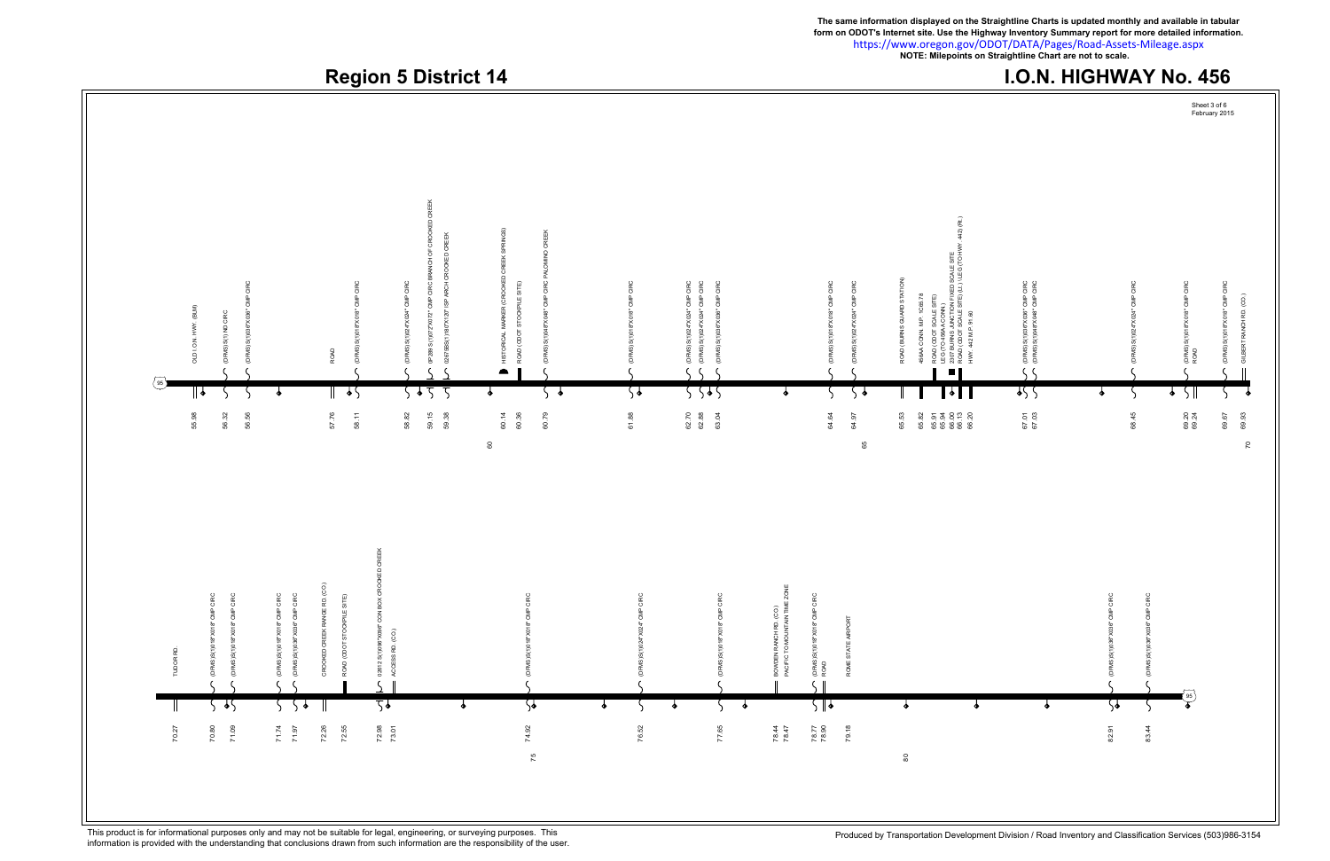The same information displayed on the Straightline Charts is updated monthly and available in tabular form on ODOT's Internet site. Use the Highway Inventory Summary report for more detailed information.
https://www.oregon.gov/ODOT/DATA/Pages/Road-Assets-Mileage.aspx
NOTE: Milepoints on Straightline Chart are not to scale.

# Region 5 District 14

# I.O.N. HIGHWAY No. 456

Sheet 3 of 6
February 2015

| Milepoint | Feature |
| --- | --- |
| 55.98 | OLD I.O.N. HWY. (BLM) |
| 56.32 | (DRMS)S(1)1ND CIRC |
| 56.56 | (DRMS)S(1)036"X036" CMP CIRC |
| 57.76 | ROAD |
| 58.11 | (DRMS)S(1)018"X018" CMP CIRC |
| 58.82 | (DRMS)S(1)024"X024" CMP CIRC |
| 59.15 | 0P289 S(1)072"X072" CMP CIRC BRANCH OF CROOKED CREEK |
| 59.38 | 02678BS(1)187"X137" SP ARCH CROOKED CREEK |
| 60.14 | HISTORICAL MARKER (CROOKED CREEK SPRINGS) |
| 60.36 | ROAD (ODOT STOCKPILE SITE) |
| 60.79 | (DRMS)S(1)048"X048" CMP CIRC PALOMINO CREEK |
| 61.88 | (DRMS)S(1)018"X018" CMP CIRC |
| 62.70 | (DRMS)S(1)024"X024" CMP CIRC |
| 62.88 | (DRMS)S(1)024"X024" CMP CIRC |
| 63.04 | (DRMS)S(1)036"X036" CMP CIRC |
| 64.64 | (DRMS)S(1)018"X018" CMP CIRC |
| 64.97 | (DRMS)S(1)024"X024" CMP CIRC |
| 65.53 | ROAD (BURNS GUARD STATION) |
| 65.82 | 456AA CONN. M.P. 1C65.78 |
| 65.91 | ROAD (ODOT SCALE SITE) |
| 65.94 | LEG (TO 456AA CONN.) |
| 66.00 | 23/07 BURNS JUNCTION FIXED SCALE SITE |
| 66.13 | ROAD (ODOT SCALE SITE) (LL) \| LEG (TO HWY. 442) (Rt.) |
| 66.20 | HWY. 442 M.P. 91.60 |
| 67.01 | (DRMS)S(1)036"X036" CMP CIRC |
| 67.03 | (DRMS)S(1)048"X048" CMP CIRC |
| 68.45 | (DRMS)S(1)024"X024" CMP CIRC |
| 69.20 | (DRMS)S(1)018"X018" CMP CIRC |
| 69.24 | ROAD |
| 69.67 | (DRMS)S(1)018"X018" CMP CIRC |
| 69.93 | GILBERT RANCH RD. (CO.) |
| 70.27 | TUDOR RD. |
| 70.80 | (DRMS)S(1)018"X018" CMP CIRC |
| 71.09 | (DRMS)S(1)018"X018" CMP CIRC |
| 71.74 | (DRMS)S(1)018"X018" CMP CIRC |
| 71.97 | (DRMS)S(1)036"X036" CMP CIRC |
| 72.26 | CROOKED CREEK RANCH RD. (CO.) |
| 72.55 | ROAD (ODOT STOCKPILE SITE) |
| 72.98 | 03612 S(1)096"X096" CON BOX CROOKED CREEK |
| 73.01 | ACCESS RD. (CO.) |
| 74.92 | (DRMS)S(1)018"X018" CMP CIRC |
| 76.52 | (DRMS)S(1)024"X024" CMP CIRC |
| 77.65 | (DRMS)S(1)018"X018" CMP CIRC |
| 78.44 | BOWDEN RANCH RD. (CO.) |
| 78.47 | PACIFIC TO MOUNTAIN TIME ZONE |
| 78.77 | (DRMS)S(1)018"X018" CMP CIRC |
| 78.90 | ROAD |
| 79.18 | ROME STATE AIRPORT |
| 82.91 | (DRMS)S(1)036"X036" CMP CIRC |
| 83.44 | (DRMS)S(1)036"X036" CMP CIRC |

This product is for informational purposes only and may not be suitable for legal, engineering, or surveying purposes. This information is provided with the understanding that conclusions drawn from such information are the responsibility of the user.

Produced by Transportation Development Division / Road Inventory and Classification Services (503)986-3154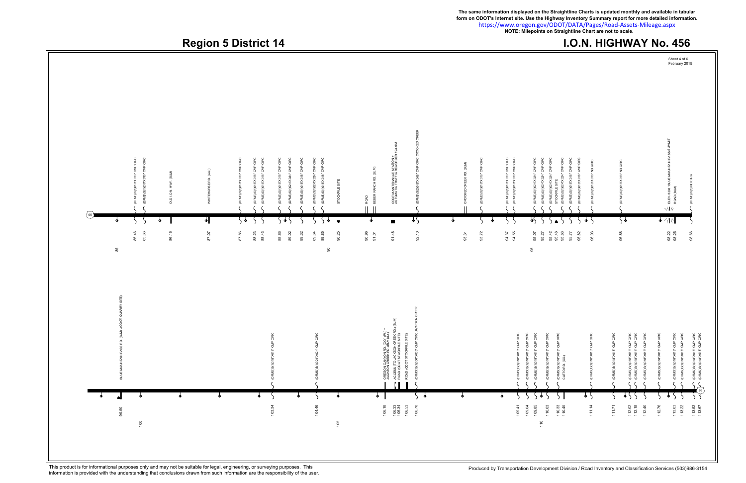The same information displayed on the Straightline Charts is updated monthly and available in tabular form on ODOT's Internet site. Use the Highway Inventory Summary report for more detailed information.
https://www.oregon.gov/ODOT/DATA/Pages/Road-Assets-Mileage.aspx
NOTE: Milepoints on Straightline Chart are not to scale.

# Region 5 District 14

# I.O.N. HIGHWAY No. 456

Sheet 4 of 6
February 2015

| Milepoint | Feature |
|---|---|
| 85 | |
| 85.46 | (DRMS) S(1)018"X018" CMP CIRC |
| 85.66 | (DRMS) S(1)024"X036" CMP CIRC |
| 86.16 | OLD I.O.N. HWY. (BLM) |
| 87.07 | WHITEHORSE RD. (CO.) |
| 87.86 | (DRMS) S(1)018"X018" CMP CIRC |
| 88.23 | (DRMS) S(1)018"X018" CMP CIRC |
| 88.43 | (DRMS) S(1)018"X018" CMP CIRC |
| 88.86 | (DRMS) S(1)018"X018" CMP CIRC |
| 89.02 | (DRMS) S(1)024"X024" CMP CIRC |
| 89.32 | (DRMS) S(1)018"X018" CMP CIRC |
| 89.64 | (DRMS) S(1)024"X024" CMP CIRC |
| 89.85 | (DRMS) S(1)018"X018" CMP CIRC |
| 90 | |
| 90.25 | STOCKPILE SITE |
| 90.96 | ROAD |
| 91.01 | BEBER RANCH RD. (BLM) |
| 91.48 | ODOT MAINTENANCE STATION + AUTOMATIC TRAFFIC RECORDER #23-012 |
| 92.10 | (DRMS) S(2)048"X048" CMP CIRC CROOKED CREEK |
| 93.31 | CROOKED CREEK RD. (BLM) |
| 93.72 | (DRMS) S(1)018"X018" CMP CIRC |
| 94.37 | (DRMS) S(1)018"X018" CMP CIRC |
| 94.55 | (DRMS) S(1)018"X018" CMP CIRC |
| 95 | |
| 95.07 | (DRMS) S(1)024"X024" CMP CIRC |
| 95.27 | (DRMS) S(1)024"X024" CMP CIRC |
| 95.42 | (DRMS) S(1)024"X024" CMP CIRC |
| 95.46 | STOCKPILE SITE |
| 95.63 | (DRMS) S(1)024"X024" CMP CIRC |
| 95.77 | (DRMS) S(1)018"X018" CMP CIRC |
| 95.82 | (DRMS) S(1)018"X018" CMP CIRC |
| 96.03 | (DRMS) S(1)018"X018" ND CIRC |
| 96.88 | (DRMS) S(1)018"X018" ND CIRC |
| 98.22 | ELEV. 5293' BLUE MOUNTAIN PASS SUMMIT |
| 98.25 | ROAD (BLM) |
| 98.66 | (DRMS) S(1) ND CIRC |
| 99.50 | BLUE MOUNTAIN PASS RD. (BLM) \ (ODOT QUARRY SITE) |
| 100 | |
| 103.34 | (DRMS) S(1)018"X018" CMP CIRC |
| 104.46 | (DRMS) S(1)024"X024" CMP CIRC |
| 105 | |
| 106.18 | OREGON CANYON RD. (CO.) (R.) + JACKSON CREEK RD. (BLM) (L.) |
| 106.33 | ACCESS (TO JACKSON CREEK RD.) (BLM) |
| 106.34 | ROAD (ODOT STOCKPILE SITE) |
| 106.53 | ROAD (ODOT STOCKPILE SITE) |
| 106.78 | (DRMS) S(1)036"X036" CMP CIRC JACKSON CREEK |
| 109.41 | (DRMS) S(1)018"X018" CMP CIRC |
| 109.64 | (DRMS) S(1)018"X018" CMP CIRC |
| 109.85 | (DRMS) S(1)018"X018" CMP CIRC |
| 110 | |
| 110.03 | (DRMS) S(1)018"X018" CMP CIRC |
| 110.33 | (DRMS) S(1)018"X018" CMP CIRC |
| 110.45 | CLETO RD. (CO.) |
| 111.14 | (DRMS) S(1)018"X018" CMP CIRC |
| 111.71 | (DRMS) S(1)018"X018" CMP CIRC |
| 112.02 | (DRMS) S(1)018"X018" CMP CIRC |
| 112.15 | (DRMS) S(1)018"X018" CMP CIRC |
| 112.40 | (DRMS) S(1)018"X018" CMP CIRC |
| 112.76 | (DRMS) S(1)018"X018" CMP CIRC |
| 113.03 | (DRMS) S(1)018"X018" CMP CIRC |
| 113.22 | (DRMS) S(1)018"X018" CMP CIRC |
| 113.52 | (DRMS) S(1)018"X018" CMP CIRC |
| 113.67 | (DRMS) S(1)018"X018" CMP CIRC |

This product is for informational purposes only and may not be suitable for legal, engineering, or surveying purposes. This information is provided with the understanding that conclusions drawn from such information are the responsibility of the user.

Produced by Transportation Development Division / Road Inventory and Classification Services (503)986-3154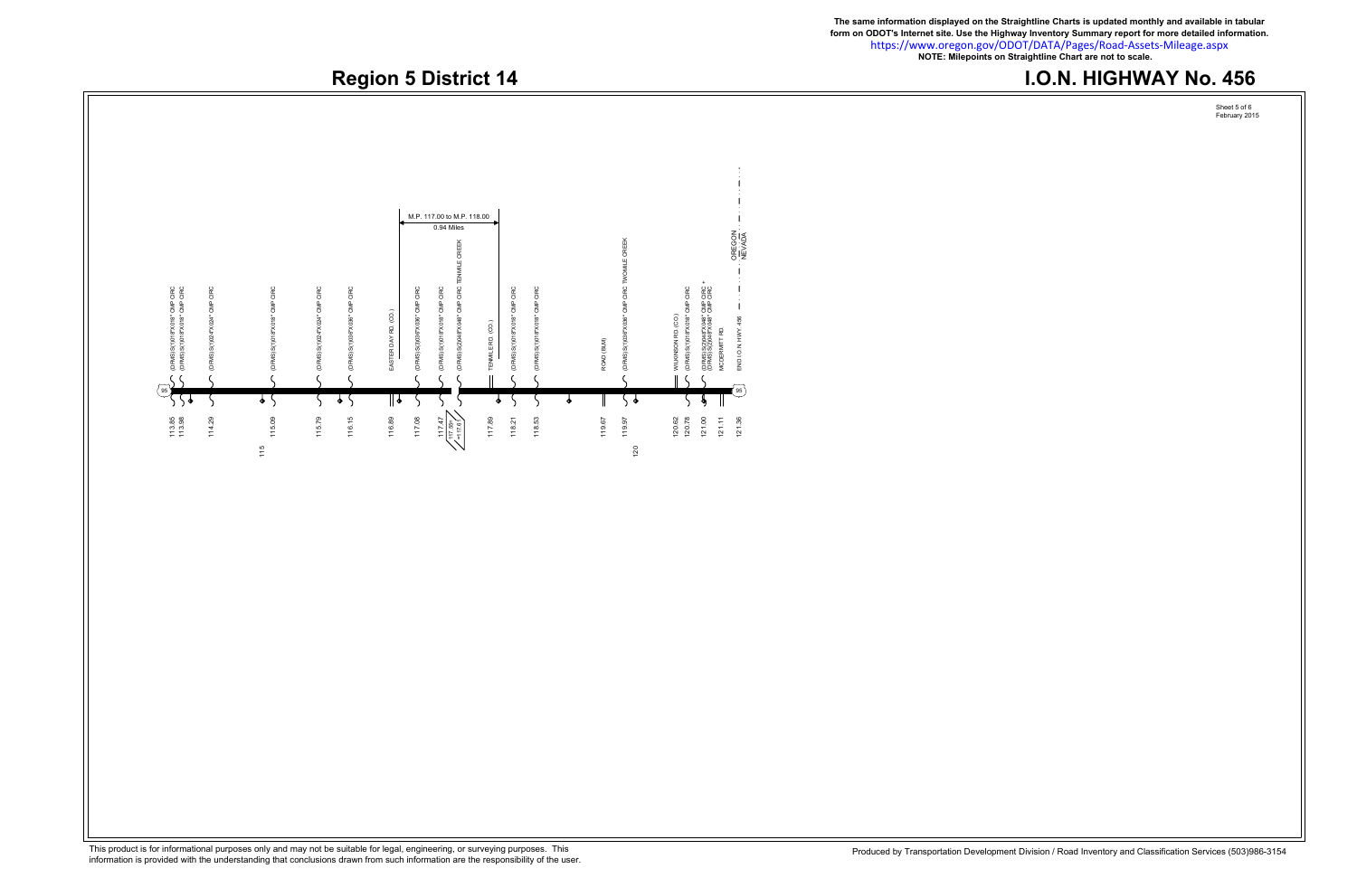The same information displayed on the Straightline Charts is updated monthly and available in tabular form on ODOT's Internet site. Use the Highway Inventory Summary report for more detailed information.
https://www.oregon.gov/ODOT/DATA/Pages/Road-Assets-Mileage.aspx
**NOTE: Milepoints on Straightline Chart are not to scale.**

# Region 5 District 14

# I.O.N. HIGHWAY No. 456

Sheet 5 of 6
February 2015

M.P. 117.00 to M.P. 118.00
0.94 Miles

| Milepoint | Feature |
|---|---|
| 113.85 | (D/RMS) S(1)018"X018" CMP CIRC |
| 113.98 | (D/RMS) S(1)018"X018" CMP CIRC |
| 114.29 | (D/RMS) S(1)024"X024" CMP CIRC |
| 115 | |
| 115.09 | (D/RMS) S(1)018"X018" CMP CIRC |
| 115.79 | (D/RMS) S(1)024"X024" CMP CIRC |
| 116.15 | (D/RMS) S(1)036"X036" CMP CIRC |
| 116.89 | EASTER DAY RD. (CO.) |
| 117.08 | (D/RMS) S(3)036"X036" CMP CIRC |
| 117.47 | (D/RMS) S(1)018"X018" CMP CIRC |
| 117.89= / =117.6 | (D/RMS) S(2)048"X048" CMP CIRC TENMILE CREEK |
| 117.89 | TENMILE RD. (CO.) |
| 118.21 | (D/RMS) S(1)018"X018" CMP CIRC |
| 118.53 | (D/RMS) S(1)018"X018" CMP CIRC |
| 119.67 | ROAD (BLM) |
| 119.97 | (D/RMS) S(1)036"X036" CMP CIRC TWOMILE CREEK |
| 120 | |
| 120.62 | WILKINSON RD. (CO.) |
| 120.78 | (D/RMS) S(1)018"X018" CMP CIRC |
| 121.00 | (D/RMS) S(2)048"X048" CMP CIRC + (D/RMS) S(2)048"X048" CMP CIRC |
| 121.11 | MCDERMITT RD. |
| 121.36 | END I.O.N. HWY. 456 |

OREGON
NEVADA

This product is for informational purposes only and may not be suitable for legal, engineering, or surveying purposes. This information is provided with the understanding that conclusions drawn from such information are the responsibility of the user.

Produced by Transportation Development Division / Road Inventory and Classification Services (503)986-3154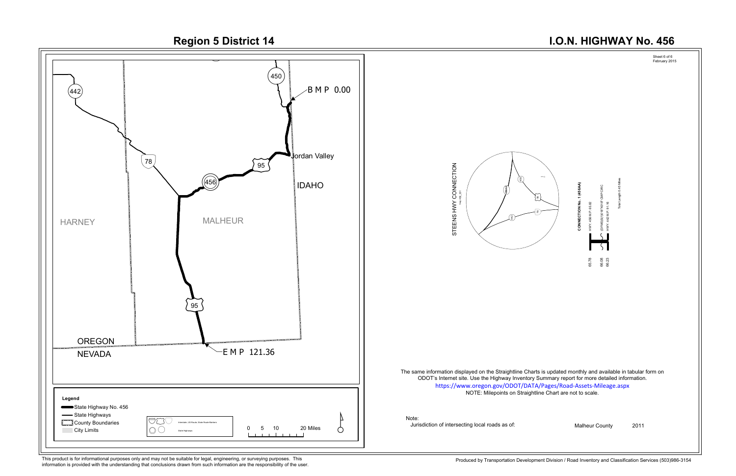# Region 5 District 14

# I.O.N. HIGHWAY No. 456

Sheet 6 of 6
February 2015

442

450

B M P 0.00

78

95

Jordan Valley

456

IDAHO

HARNEY

MALHEUR

95

OREGON

NEVADA

E M P 121.36

**Legend**

- State Highway No. 456
- State Highways
- County Boundaries
- City Limits

Interstate, US Route, State Route Markers

State Highways

0 5 10 20 Miles

STEENS HWY CONNECTION

**CONNECTION No. 1 (456AA)**

HWY 456 M.P. 65.82

(DFMS56(19)18"X018" CMP CIRC

HWY 442 M.P. 91.16

Total Length 0.45 Miles

65.78

66.08

66.23

The same information displayed on the Straightline Charts is updated monthly and available in tabular form on ODOT's Internet site. Use the Highway Inventory Summary report for more detailed information.

https://www.oregon.gov/ODOT/DATA/Pages/Road-Assets-Mileage.aspx

NOTE: Milepoints on Straightline Chart are not to scale.

Note:
Jurisdiction of intersecting local roads as of: Malheur County 2011

This product is for informational purposes only and may not be suitable for legal, engineering, or surveying purposes. This information is provided with the understanding that conclusions drawn from such information are the responsibility of the user.

Produced by Transportation Development Division / Road Inventory and Classification Services (503)986-3154